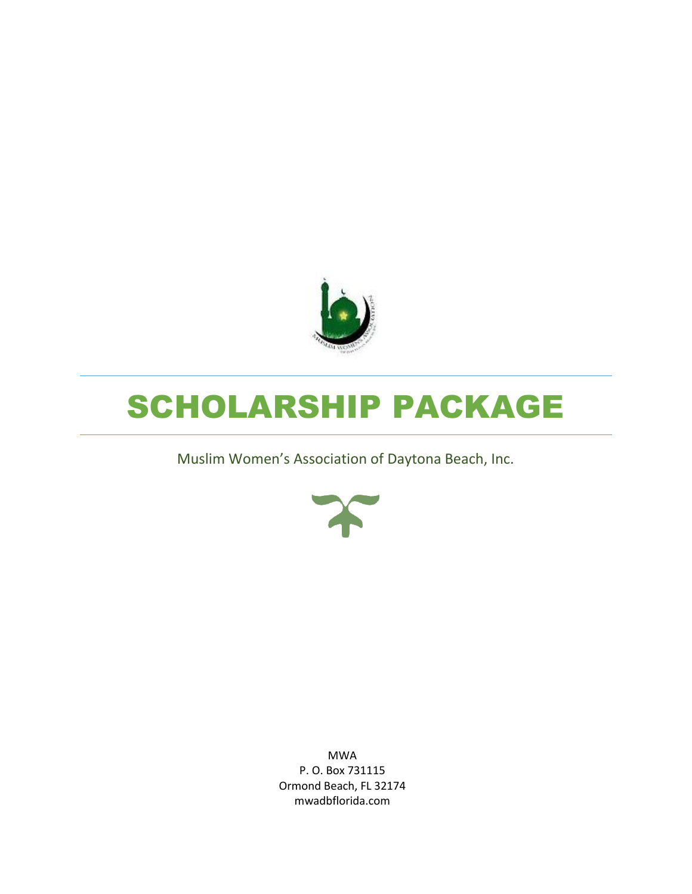# SCHOLARSHIP PACKAGE

Muslim Women's Association of Daytona Beach, Inc.

MWA
P. O. Box 731115
Ormond Beach, FL 32174
mwadbflorida.com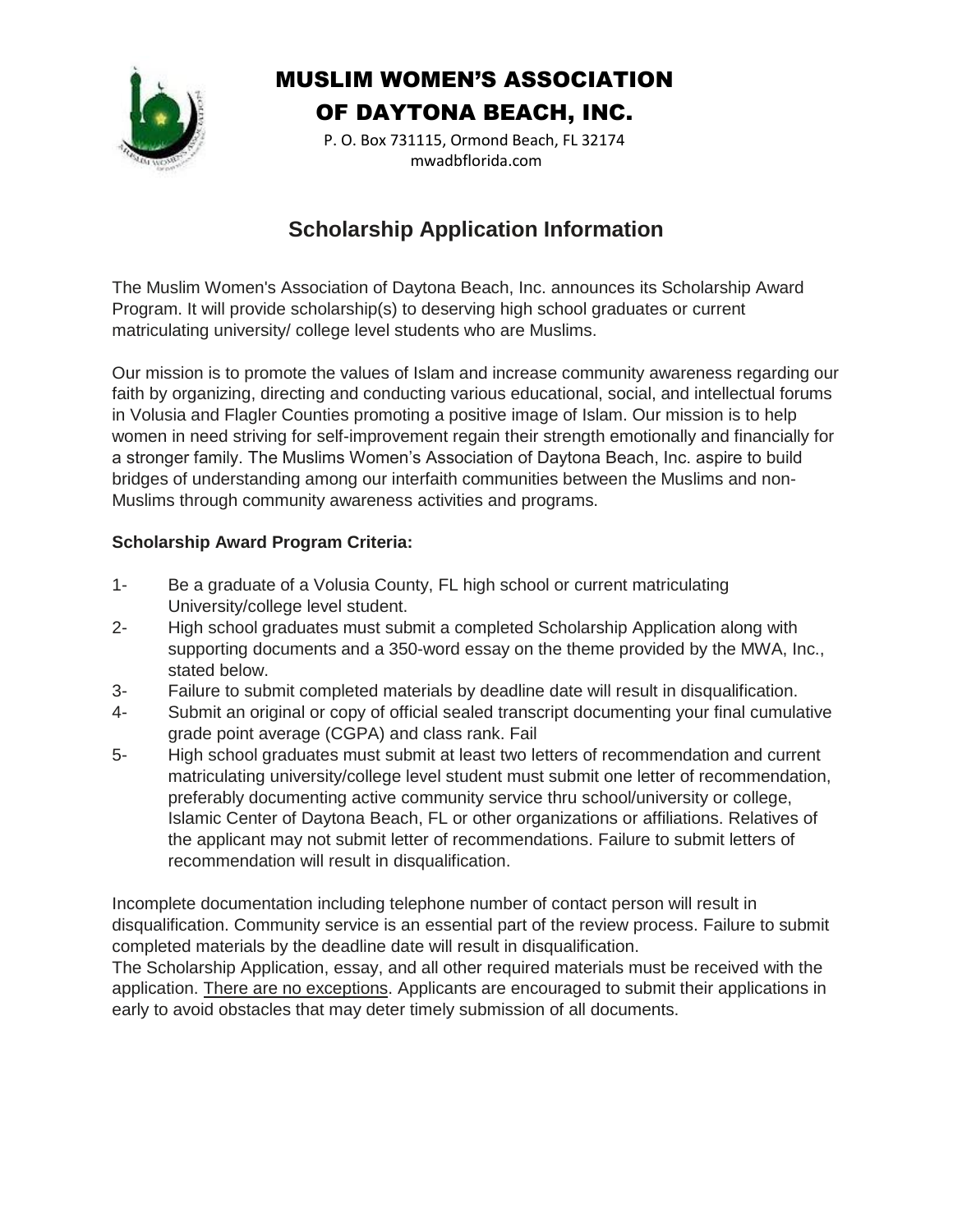# MUSLIM WOMEN'S ASSOCIATION OF DAYTONA BEACH, INC.

P. O. Box 731115, Ormond Beach, FL 32174
mwadbflorida.com

## Scholarship Application Information

The Muslim Women's Association of Daytona Beach, Inc. announces its Scholarship Award Program. It will provide scholarship(s) to deserving high school graduates or current matriculating university/ college level students who are Muslims.

Our mission is to promote the values of Islam and increase community awareness regarding our faith by organizing, directing and conducting various educational, social, and intellectual forums in Volusia and Flagler Counties promoting a positive image of Islam. Our mission is to help women in need striving for self-improvement regain their strength emotionally and financially for a stronger family. The Muslims Women's Association of Daytona Beach, Inc. aspire to build bridges of understanding among our interfaith communities between the Muslims and non-Muslims through community awareness activities and programs.

**Scholarship Award Program Criteria:**

1- Be a graduate of a Volusia County, FL high school or current matriculating University/college level student.

2- High school graduates must submit a completed Scholarship Application along with supporting documents and a 350-word essay on the theme provided by the MWA, Inc., stated below.

3- Failure to submit completed materials by deadline date will result in disqualification.

4- Submit an original or copy of official sealed transcript documenting your final cumulative grade point average (CGPA) and class rank. Fail

5- High school graduates must submit at least two letters of recommendation and current matriculating university/college level student must submit one letter of recommendation, preferably documenting active community service thru school/university or college, Islamic Center of Daytona Beach, FL or other organizations or affiliations. Relatives of the applicant may not submit letter of recommendations. Failure to submit letters of recommendation will result in disqualification.

Incomplete documentation including telephone number of contact person will result in disqualification. Community service is an essential part of the review process. Failure to submit completed materials by the deadline date will result in disqualification.
The Scholarship Application, essay, and all other required materials must be received with the application. <u>There are no exceptions</u>. Applicants are encouraged to submit their applications in early to avoid obstacles that may deter timely submission of all documents.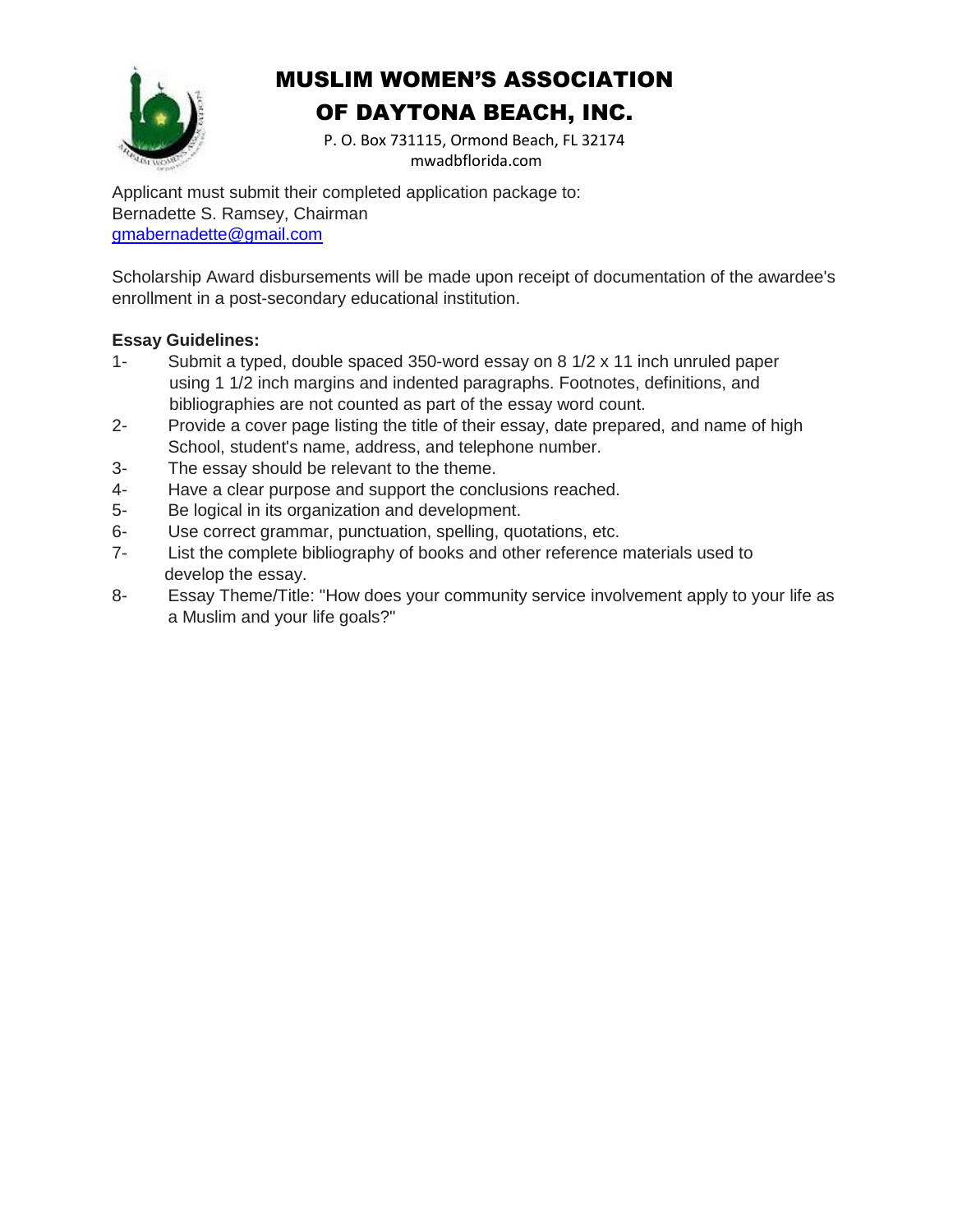# MUSLIM WOMEN'S ASSOCIATION OF DAYTONA BEACH, INC.

P. O. Box 731115, Ormond Beach, FL 32174
mwadbflorida.com

Applicant must submit their completed application package to:
Bernadette S. Ramsey, Chairman
gmabernadette@gmail.com

Scholarship Award disbursements will be made upon receipt of documentation of the awardee's enrollment in a post-secondary educational institution.

**Essay Guidelines:**

1- Submit a typed, double spaced 350-word essay on 8 1/2 x 11 inch unruled paper using 1 1/2 inch margins and indented paragraphs. Footnotes, definitions, and bibliographies are not counted as part of the essay word count.
2- Provide a cover page listing the title of their essay, date prepared, and name of high School, student's name, address, and telephone number.
3- The essay should be relevant to the theme.
4- Have a clear purpose and support the conclusions reached.
5- Be logical in its organization and development.
6- Use correct grammar, punctuation, spelling, quotations, etc.
7- List the complete bibliography of books and other reference materials used to develop the essay.
8- Essay Theme/Title: "How does your community service involvement apply to your life as a Muslim and your life goals?"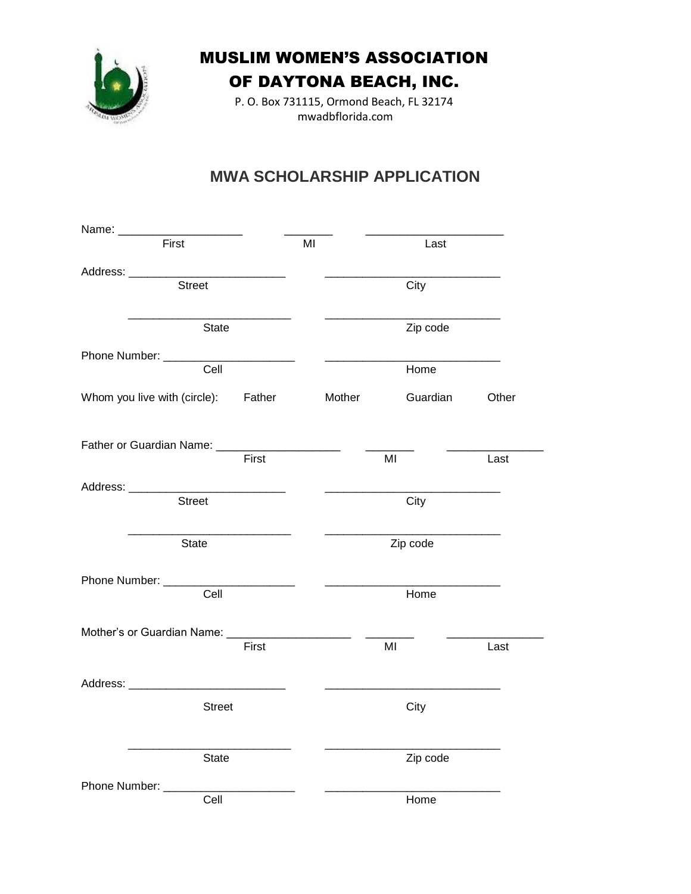# MUSLIM WOMEN'S ASSOCIATION OF DAYTONA BEACH, INC.

P. O. Box 731115, Ormond Beach, FL 32174
mwadbflorida.com

## MWA SCHOLARSHIP APPLICATION

Name: ____________________ ________ ______________________
First MI Last

Address: _________________________ ____________________________
Street City

_________________________ ____________________________
State Zip code

Phone Number: _____________________ ____________________________
Cell Home

Whom you live with (circle): Father Mother Guardian Other

Father or Guardian Name: ____________________ ________ _______________
First MI Last

Address: _________________________ ____________________________
Street City

_________________________ ____________________________
State Zip code

Phone Number: _____________________ ____________________________
Cell Home

Mother's or Guardian Name: ____________________ ________ _______________
First MI Last

Address: _________________________ ____________________________
Street City

_________________________ ____________________________
State Zip code

Phone Number: _____________________ ____________________________
Cell Home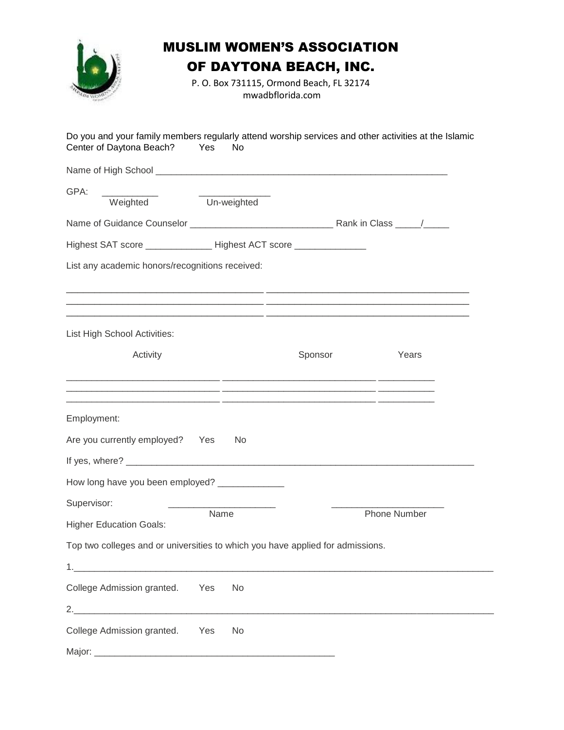# MUSLIM WOMEN'S ASSOCIATION OF DAYTONA BEACH, INC.

P. O. Box 731115, Ormond Beach, FL 32174
mwadbflorida.com

Do you and your family members regularly attend worship services and other activities at the Islamic Center of Daytona Beach? Yes No

Name of High School ___________________________________________________________

GPA: ___________ ______________
Weighted Un-weighted

Name of Guidance Counselor ____________________________ Rank in Class _____/_____

Highest SAT score _____________ Highest ACT score ______________

List any academic honors/recognitions received:

_______________________________________ _______________________________________
_______________________________________ _______________________________________
_______________________________________ _______________________________________

List High School Activities:

| Activity | Sponsor | Years |
|---|---|---|
| ______________________________ | ______________________________ | ___________ |
| ______________________________ | ______________________________ | ___________ |
| ______________________________ | ______________________________ | ___________ |

Employment:

Are you currently employed? Yes No

If yes, where? ______________________________________________________________________

How long have you been employed? _____________

Supervisor: _____________________ ______________________
Name Phone Number

Higher Education Goals:

Top two colleges and or universities to which you have applied for admissions.

1.__________________________________________________________________________________

College Admission granted. Yes No

2.__________________________________________________________________________________

College Admission granted. Yes No

Major: _______________________________________________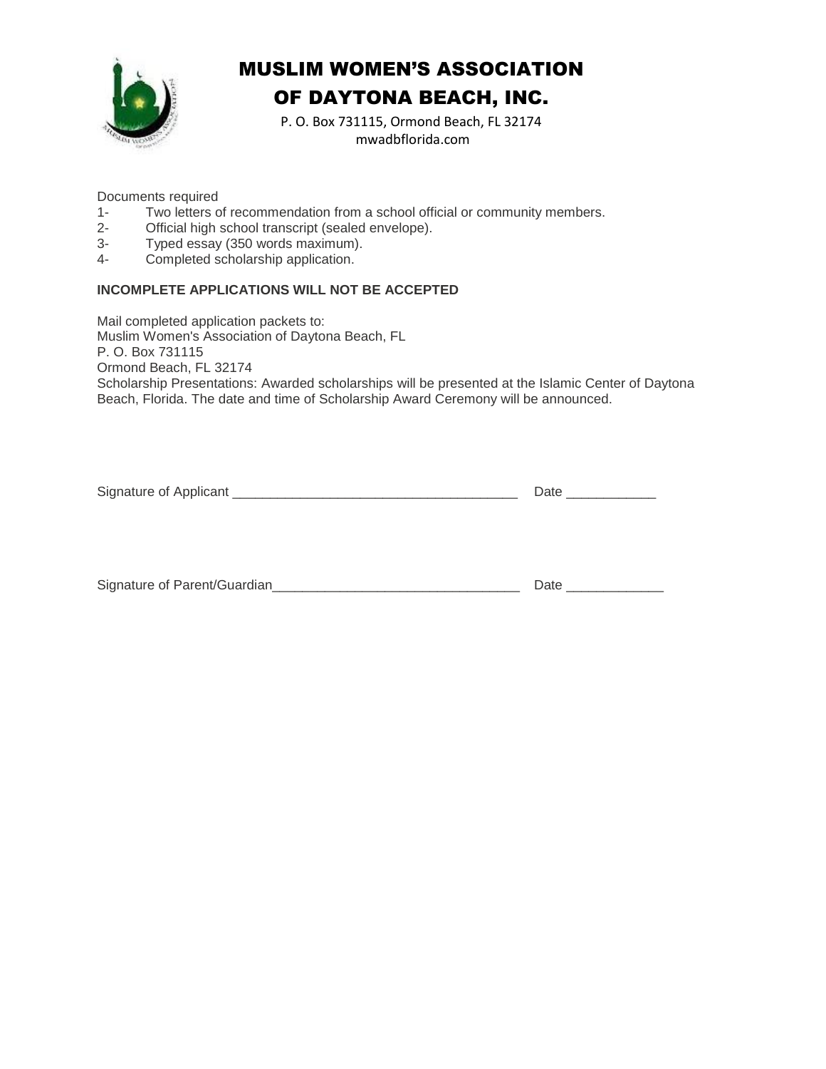# MUSLIM WOMEN'S ASSOCIATION OF DAYTONA BEACH, INC.

P. O. Box 731115, Ormond Beach, FL 32174
mwadbflorida.com

Documents required

1- Two letters of recommendation from a school official or community members.
2- Official high school transcript (sealed envelope).
3- Typed essay (350 words maximum).
4- Completed scholarship application.

**INCOMPLETE APPLICATIONS WILL NOT BE ACCEPTED**

Mail completed application packets to:
Muslim Women's Association of Daytona Beach, FL
P. O. Box 731115
Ormond Beach, FL 32174
Scholarship Presentations: Awarded scholarships will be presented at the Islamic Center of Daytona Beach, Florida. The date and time of Scholarship Award Ceremony will be announced.

Signature of Applicant ______________________________________ Date ____________

Signature of Parent/Guardian_________________________________ Date _____________